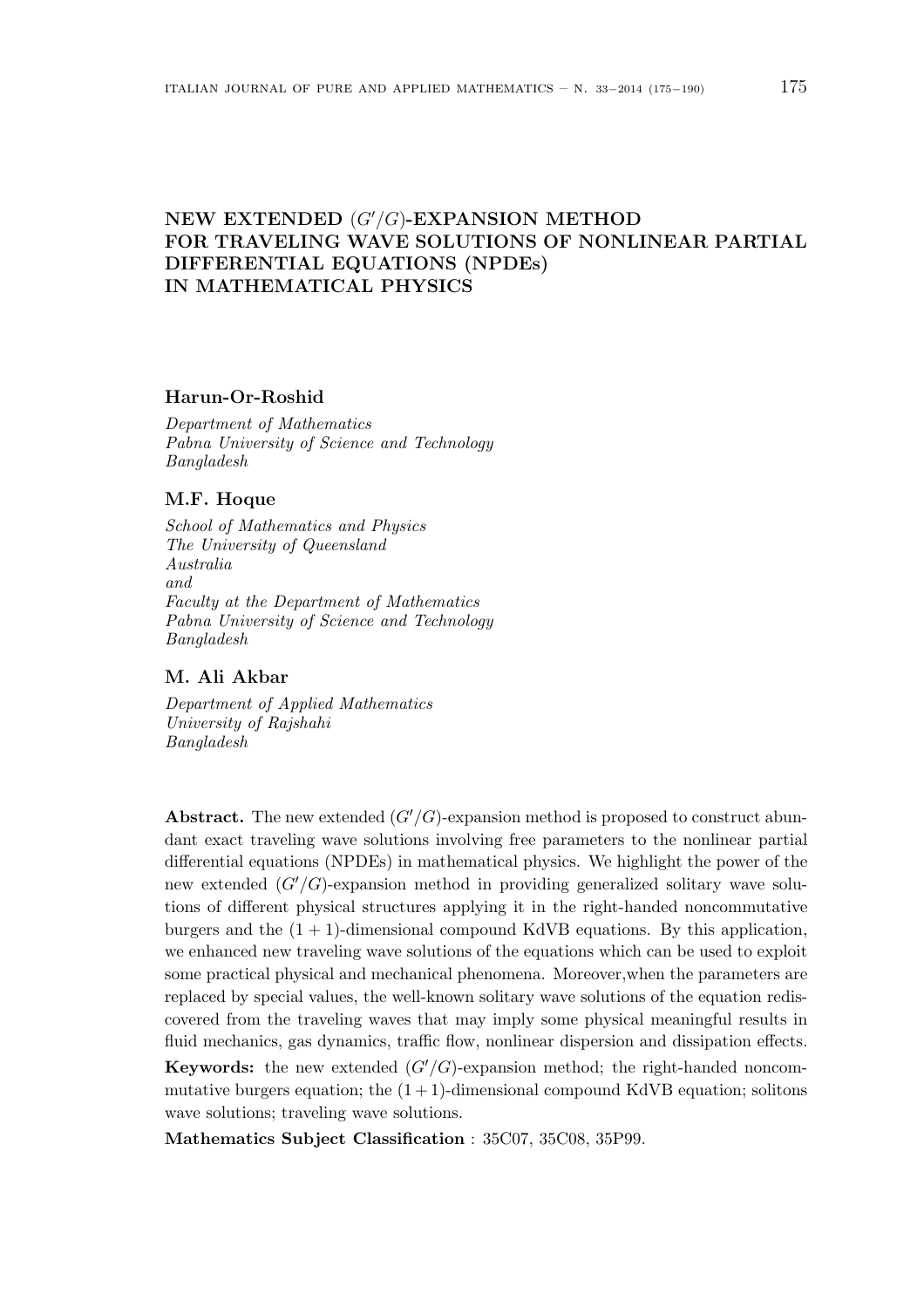# NEW EXTENDED $(G'/G)$-EXPANSION METHOD FOR TRAVELING WAVE SOLUTIONS OF NONLINEAR PARTIAL DIFFERENTIAL EQUATIONS (NPDEs) IN MATHEMATICAL PHYSICS

**Harun-Or-Roshid**

*Department of Mathematics*
*Pabna University of Science and Technology*
*Bangladesh*

**M.F. Hoque**

*School of Mathematics and Physics*
*The University of Queensland*
*Australia*
*and*
*Faculty at the Department of Mathematics*
*Pabna University of Science and Technology*
*Bangladesh*

**M. Ali Akbar**

*Department of Applied Mathematics*
*University of Rajshahi*
*Bangladesh*

**Abstract.** The new extended $(G'/G)$-expansion method is proposed to construct abundant exact traveling wave solutions involving free parameters to the nonlinear partial differential equations (NPDEs) in mathematical physics. We highlight the power of the new extended $(G'/G)$-expansion method in providing generalized solitary wave solutions of different physical structures applying it in the right-handed noncommutative burgers and the $(1 + 1)$-dimensional compound KdVB equations. By this application, we enhanced new traveling wave solutions of the equations which can be used to exploit some practical physical and mechanical phenomena. Moreover,when the parameters are replaced by special values, the well-known solitary wave solutions of the equation rediscovered from the traveling waves that may imply some physical meaningful results in fluid mechanics, gas dynamics, traffic flow, nonlinear dispersion and dissipation effects.

**Keywords:** the new extended $(G'/G)$-expansion method; the right-handed noncommutative burgers equation; the $(1+1)$-dimensional compound KdVB equation; solitons wave solutions; traveling wave solutions.

**Mathematics Subject Classification** : 35C07, 35C08, 35P99.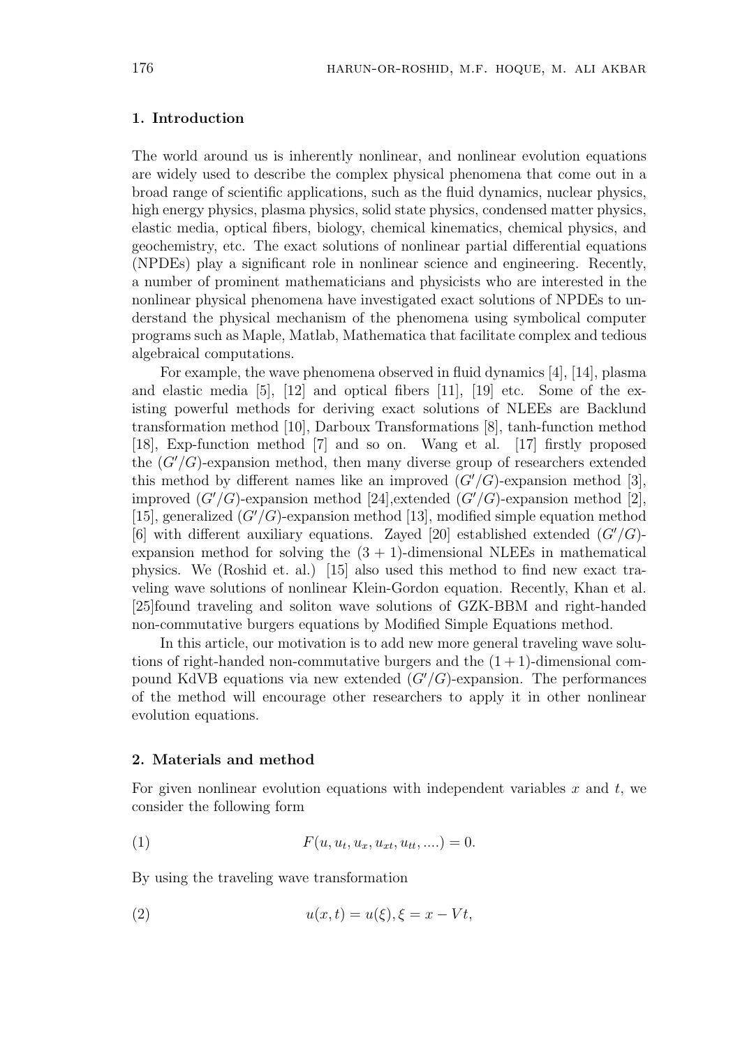## 1. Introduction

The world around us is inherently nonlinear, and nonlinear evolution equations are widely used to describe the complex physical phenomena that come out in a broad range of scientific applications, such as the fluid dynamics, nuclear physics, high energy physics, plasma physics, solid state physics, condensed matter physics, elastic media, optical fibers, biology, chemical kinematics, chemical physics, and geochemistry, etc. The exact solutions of nonlinear partial differential equations (NPDEs) play a significant role in nonlinear science and engineering. Recently, a number of prominent mathematicians and physicists who are interested in the nonlinear physical phenomena have investigated exact solutions of NPDEs to understand the physical mechanism of the phenomena using symbolical computer programs such as Maple, Matlab, Mathematica that facilitate complex and tedious algebraical computations.

For example, the wave phenomena observed in fluid dynamics [4], [14], plasma and elastic media [5], [12] and optical fibers [11], [19] etc. Some of the existing powerful methods for deriving exact solutions of NLEEs are Backlund transformation method [10], Darboux Transformations [8], tanh-function method [18], Exp-function method [7] and so on. Wang et al. [17] firstly proposed the $(G'/G)$-expansion method, then many diverse group of researchers extended this method by different names like an improved $(G'/G)$-expansion method [3], improved $(G'/G)$-expansion method [24],extended $(G'/G)$-expansion method [2], [15], generalized $(G'/G)$-expansion method [13], modified simple equation method [6] with different auxiliary equations. Zayed [20] established extended $(G'/G)$-expansion method for solving the $(3+1)$-dimensional NLEEs in mathematical physics. We (Roshid et. al.) [15] also used this method to find new exact traveling wave solutions of nonlinear Klein-Gordon equation. Recently, Khan et al. [25]found traveling and soliton wave solutions of GZK-BBM and right-handed non-commutative burgers equations by Modified Simple Equations method.

In this article, our motivation is to add new more general traveling wave solutions of right-handed non-commutative burgers and the $(1+1)$-dimensional compound KdVB equations via new extended $(G'/G)$-expansion. The performances of the method will encourage other researchers to apply it in other nonlinear evolution equations.

## 2. Materials and method

For given nonlinear evolution equations with independent variables $x$ and $t$, we consider the following form

$$F(u, u_t, u_x, u_{xt}, u_{tt}, \ldots.) = 0. \tag{1}$$

By using the traveling wave transformation

$$u(x,t) = u(\xi), \xi = x - Vt, \tag{2}$$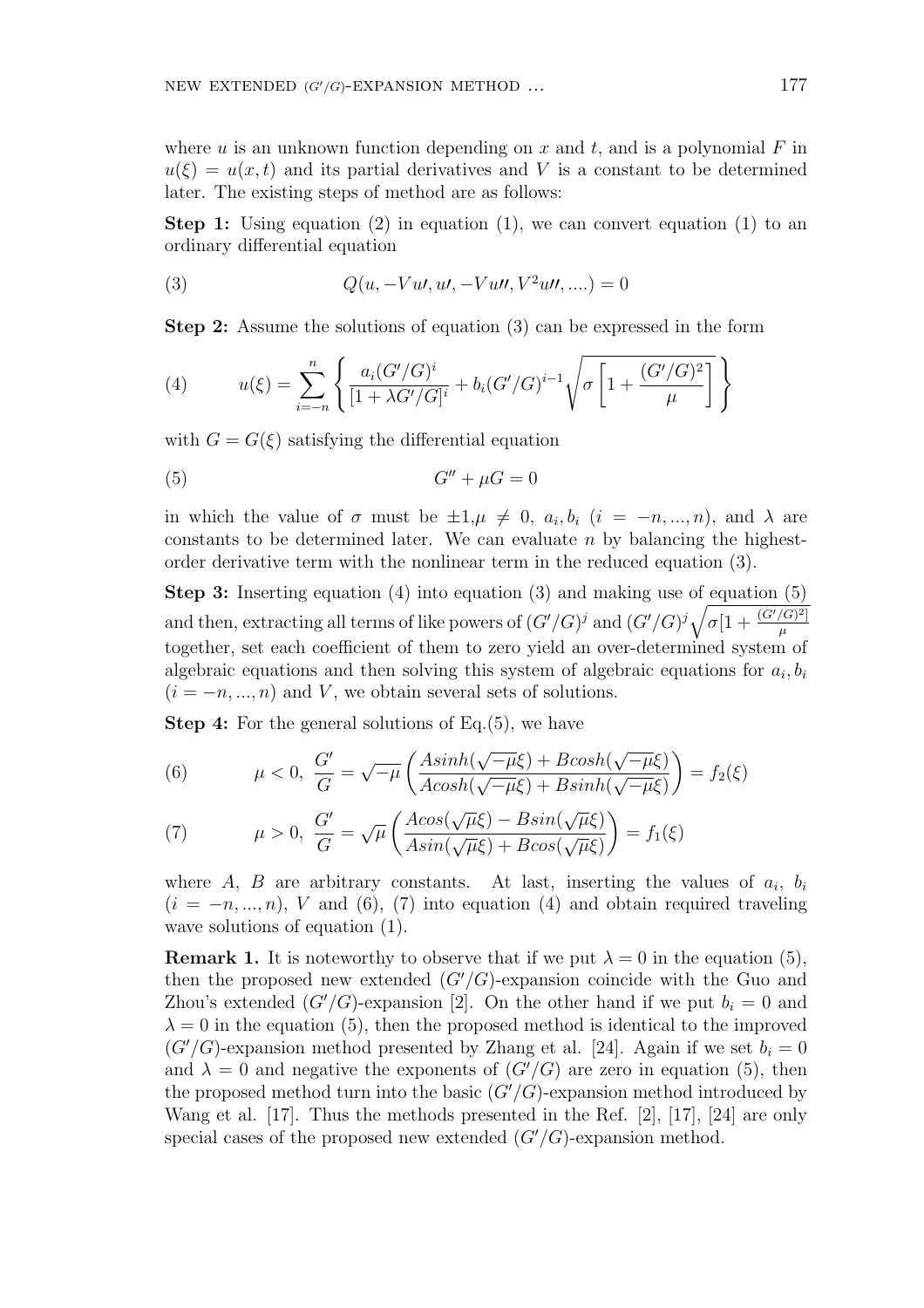where $u$ is an unknown function depending on $x$ and $t$, and is a polynomial $F$ in $u(\xi) = u(x,t)$ and its partial derivatives and $V$ is a constant to be determined later. The existing steps of method are as follows:

**Step 1:** Using equation (2) in equation (1), we can convert equation (1) to an ordinary differential equation

$$Q(u, -Vu\prime, u\prime, -Vu\prime\prime, V^2u\prime\prime, ....) = 0 \tag{3}$$

**Step 2:** Assume the solutions of equation (3) can be expressed in the form

$$u(\xi) = \sum_{i=-n}^{n} \left\{ \frac{a_i(G'/G)^i}{[1+\lambda G'/G]^i} + b_i(G'/G)^{i-1}\sqrt{\sigma\left[1+\frac{(G'/G)^2}{\mu}\right]} \right\} \tag{4}$$

with $G = G(\xi)$ satisfying the differential equation

$$G'' + \mu G = 0 \tag{5}$$

in which the value of $\sigma$ must be $\pm 1, \mu \neq 0$, $a_i, b_i$ $(i = -n, ..., n)$, and $\lambda$ are constants to be determined later. We can evaluate $n$ by balancing the highest-order derivative term with the nonlinear term in the reduced equation (3).

**Step 3:** Inserting equation (4) into equation (3) and making use of equation (5) and then, extracting all terms of like powers of $(G'/G)^j$ and $(G'/G)^j\sqrt{\sigma[1+\frac{(G'/G)^2]}{\mu}}$ together, set each coefficient of them to zero yield an over-determined system of algebraic equations and then solving this system of algebraic equations for $a_i, b_i$ $(i = -n, ..., n)$ and $V$, we obtain several sets of solutions.

**Step 4:** For the general solutions of Eq.(5), we have

$$\mu < 0,\ \frac{G'}{G} = \sqrt{-\mu}\left(\frac{Asinh(\sqrt{-\mu}\xi) + Bcosh(\sqrt{-\mu}\xi)}{Acosh(\sqrt{-\mu}\xi) + Bsinh(\sqrt{-\mu}\xi)}\right) = f_2(\xi) \tag{6}$$

$$\mu > 0,\ \frac{G'}{G} = \sqrt{\mu}\left(\frac{Acos(\sqrt{\mu}\xi) - Bsin(\sqrt{\mu}\xi)}{Asin(\sqrt{\mu}\xi) + Bcos(\sqrt{\mu}\xi)}\right) = f_1(\xi) \tag{7}$$

where $A$, $B$ are arbitrary constants. At last, inserting the values of $a_i$, $b_i$ $(i = -n, ..., n)$, $V$ and (6), (7) into equation (4) and obtain required traveling wave solutions of equation (1).

**Remark 1.** It is noteworthy to observe that if we put $\lambda = 0$ in the equation (5), then the proposed new extended $(G'/G)$-expansion coincide with the Guo and Zhou's extended $(G'/G)$-expansion [2]. On the other hand if we put $b_i = 0$ and $\lambda = 0$ in the equation (5), then the proposed method is identical to the improved $(G'/G)$-expansion method presented by Zhang et al. [24]. Again if we set $b_i = 0$ and $\lambda = 0$ and negative the exponents of $(G'/G)$ are zero in equation (5), then the proposed method turn into the basic $(G'/G)$-expansion method introduced by Wang et al. [17]. Thus the methods presented in the Ref. [2], [17], [24] are only special cases of the proposed new extended $(G'/G)$-expansion method.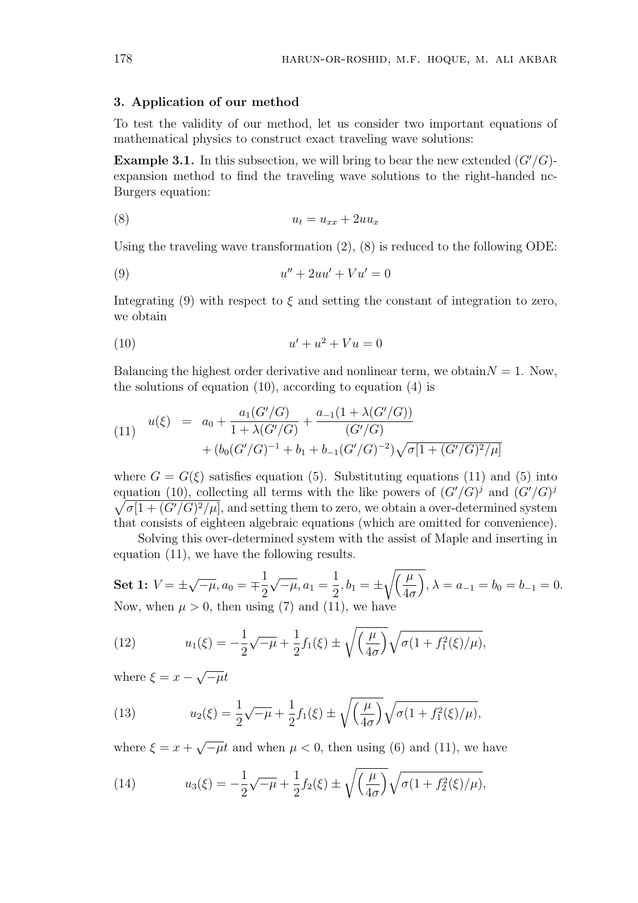### 3. Application of our method

To test the validity of our method, let us consider two important equations of mathematical physics to construct exact traveling wave solutions:

**Example 3.1.** In this subsection, we will bring to bear the new extended $(G'/G)$-expansion method to find the traveling wave solutions to the right-handed nc-Burgers equation:

$$u_t = u_{xx} + 2uu_x \tag{8}$$

Using the traveling wave transformation (2), (8) is reduced to the following ODE:

$$u'' + 2uu' + Vu' = 0 \tag{9}$$

Integrating (9) with respect to $\xi$ and setting the constant of integration to zero, we obtain

$$u' + u^2 + Vu = 0 \tag{10}$$

Balancing the highest order derivative and nonlinear term, we obtain $N = 1$. Now, the solutions of equation (10), according to equation (4) is

$$\begin{aligned} u(\xi) &= a_0 + \frac{a_1(G'/G)}{1+\lambda(G'/G)} + \frac{a_{-1}(1+\lambda(G'/G))}{(G'/G)} \\ &\quad + (b_0(G'/G)^{-1} + b_1 + b_{-1}(G'/G)^{-2})\sqrt{\sigma[1+(G'/G)^2/\mu]} \end{aligned} \tag{11}$$

where $G = G(\xi)$ satisfies equation (5). Substituting equations (11) and (5) into equation (10), collecting all terms with the like powers of $(G'/G)^j$ and $(G'/G)^j$ $\sqrt{\sigma[1+(G'/G)^2/\mu]}$, and setting them to zero, we obtain a over-determined system that consists of eighteen algebraic equations (which are omitted for convenience).

Solving this over-determined system with the assist of Maple and inserting in equation (11), we have the following results.

**Set 1:** $V = \pm\sqrt{-\mu}, a_0 = \mp\frac{1}{2}\sqrt{-\mu}, a_1 = \frac{1}{2}, b_1 = \pm\sqrt{\left(\frac{\mu}{4\sigma}\right)}, \lambda = a_{-1} = b_0 = b_{-1} = 0.$
Now, when $\mu > 0$, then using (7) and (11), we have

$$u_1(\xi) = -\frac{1}{2}\sqrt{-\mu} + \frac{1}{2}f_1(\xi) \pm \sqrt{\left(\frac{\mu}{4\sigma}\right)}\sqrt{\sigma(1+f_1^2(\xi)/\mu)}, \tag{12}$$

where $\xi = x - \sqrt{-\mu}t$

$$u_2(\xi) = \frac{1}{2}\sqrt{-\mu} + \frac{1}{2}f_1(\xi) \pm \sqrt{\left(\frac{\mu}{4\sigma}\right)}\sqrt{\sigma(1+f_1^2(\xi)/\mu)}, \tag{13}$$

where $\xi = x + \sqrt{-\mu}t$ and when $\mu < 0$, then using (6) and (11), we have

$$u_3(\xi) = -\frac{1}{2}\sqrt{-\mu} + \frac{1}{2}f_2(\xi) \pm \sqrt{\left(\frac{\mu}{4\sigma}\right)}\sqrt{\sigma(1+f_2^2(\xi)/\mu)}, \tag{14}$$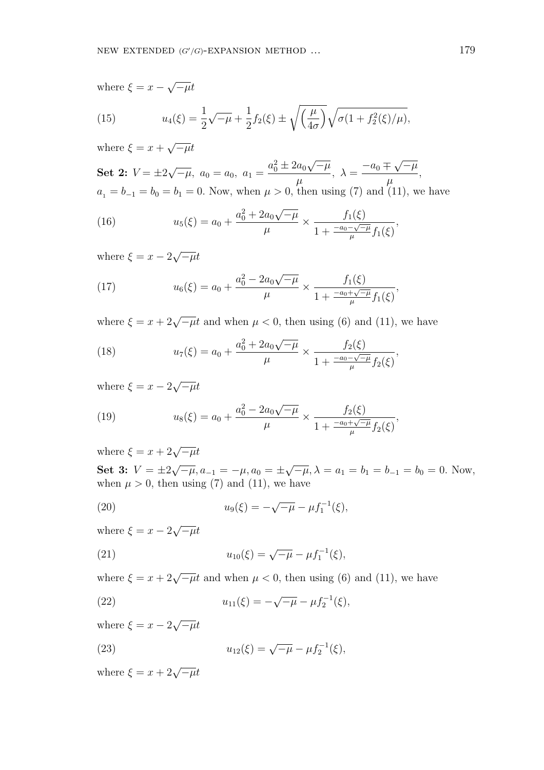where $\xi = x - \sqrt{-\mu}t$

$$u_4(\xi) = \frac{1}{2}\sqrt{-\mu} + \frac{1}{2}f_2(\xi) \pm \sqrt{\left(\frac{\mu}{4\sigma}\right)}\sqrt{\sigma(1 + f_2^2(\xi)/\mu)}, \tag{15}$$

where $\xi = x + \sqrt{-\mu}t$

**Set 2:** $V = \pm 2\sqrt{-\mu}$, $a_0 = a_0$, $a_1 = \dfrac{a_0^2 \pm 2a_0\sqrt{-\mu}}{\mu}$, $\lambda = \dfrac{-a_0 \mp \sqrt{-\mu}}{\mu}$, $a_{_1} = b_{-1} = b_0 = b_1 = 0$. Now, when $\mu > 0$, then using (7) and (11), we have

$$u_5(\xi) = a_0 + \frac{a_0^2 + 2a_0\sqrt{-\mu}}{\mu} \times \frac{f_1(\xi)}{1 + \frac{-a_0 - \sqrt{-\mu}}{\mu}f_1(\xi)}, \tag{16}$$

where $\xi = x - 2\sqrt{-\mu}t$

$$u_6(\xi) = a_0 + \frac{a_0^2 - 2a_0\sqrt{-\mu}}{\mu} \times \frac{f_1(\xi)}{1 + \frac{-a_0 + \sqrt{-\mu}}{\mu}f_1(\xi)}, \tag{17}$$

where $\xi = x + 2\sqrt{-\mu}t$ and when $\mu < 0$, then using (6) and (11), we have

$$u_7(\xi) = a_0 + \frac{a_0^2 + 2a_0\sqrt{-\mu}}{\mu} \times \frac{f_2(\xi)}{1 + \frac{-a_0 - \sqrt{-\mu}}{\mu}f_2(\xi)}, \tag{18}$$

where $\xi = x - 2\sqrt{-\mu}t$

$$u_8(\xi) = a_0 + \frac{a_0^2 - 2a_0\sqrt{-\mu}}{\mu} \times \frac{f_2(\xi)}{1 + \frac{-a_0 + \sqrt{-\mu}}{\mu}f_2(\xi)}, \tag{19}$$

where $\xi = x + 2\sqrt{-\mu}t$

**Set 3:** $V = \pm 2\sqrt{-\mu}, a_{-1} = -\mu, a_0 = \pm\sqrt{-\mu}, \lambda = a_1 = b_1 = b_{-1} = b_0 = 0$. Now, when $\mu > 0$, then using (7) and (11), we have

$$u_9(\xi) = -\sqrt{-\mu} - \mu f_1^{-1}(\xi), \tag{20}$$

where $\xi = x - 2\sqrt{-\mu}t$

$$u_{10}(\xi) = \sqrt{-\mu} - \mu f_1^{-1}(\xi), \tag{21}$$

where $\xi = x + 2\sqrt{-\mu}t$ and when $\mu < 0$, then using (6) and (11), we have

$$u_{11}(\xi) = -\sqrt{-\mu} - \mu f_2^{-1}(\xi), \tag{22}$$

where $\xi = x - 2\sqrt{-\mu}t$

$$u_{12}(\xi) = \sqrt{-\mu} - \mu f_2^{-1}(\xi), \tag{23}$$

where $\xi = x + 2\sqrt{-\mu}t$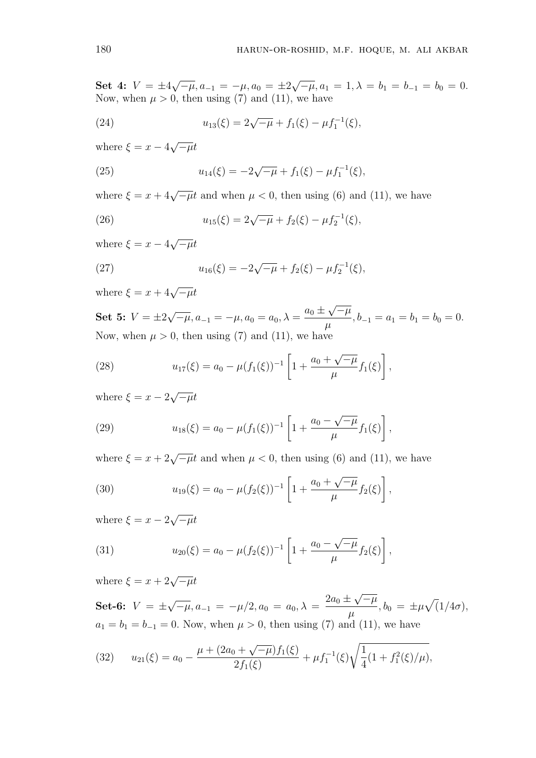**Set 4:** $V = \pm 4\sqrt{-\mu}, a_{-1} = -\mu, a_0 = \pm 2\sqrt{-\mu}, a_1 = 1, \lambda = b_1 = b_{-1} = b_0 = 0$. Now, when $\mu > 0$, then using (7) and (11), we have

$$u_{13}(\xi) = 2\sqrt{-\mu} + f_1(\xi) - \mu f_1^{-1}(\xi), \tag{24}$$

where $\xi = x - 4\sqrt{-\mu}t$

$$u_{14}(\xi) = -2\sqrt{-\mu} + f_1(\xi) - \mu f_1^{-1}(\xi), \tag{25}$$

where $\xi = x + 4\sqrt{-\mu}t$ and when $\mu < 0$, then using (6) and (11), we have

$$u_{15}(\xi) = 2\sqrt{-\mu} + f_2(\xi) - \mu f_2^{-1}(\xi), \tag{26}$$

where $\xi = x - 4\sqrt{-\mu}t$

$$u_{16}(\xi) = -2\sqrt{-\mu} + f_2(\xi) - \mu f_2^{-1}(\xi), \tag{27}$$

where $\xi = x + 4\sqrt{-\mu}t$

**Set 5:** $V = \pm 2\sqrt{-\mu}, a_{-1} = -\mu, a_0 = a_0, \lambda = \dfrac{a_0 \pm \sqrt{-\mu}}{\mu}, b_{-1} = a_1 = b_1 = b_0 = 0$. Now, when $\mu > 0$, then using (7) and (11), we have

$$u_{17}(\xi) = a_0 - \mu(f_1(\xi))^{-1}\left[1 + \frac{a_0 + \sqrt{-\mu}}{\mu} f_1(\xi)\right], \tag{28}$$

where $\xi = x - 2\sqrt{-\mu}t$

$$u_{18}(\xi) = a_0 - \mu(f_1(\xi))^{-1}\left[1 + \frac{a_0 - \sqrt{-\mu}}{\mu} f_1(\xi)\right], \tag{29}$$

where $\xi = x + 2\sqrt{-\mu}t$ and when $\mu < 0$, then using (6) and (11), we have

$$u_{19}(\xi) = a_0 - \mu(f_2(\xi))^{-1}\left[1 + \frac{a_0 + \sqrt{-\mu}}{\mu} f_2(\xi)\right], \tag{30}$$

where $\xi = x - 2\sqrt{-\mu}t$

$$u_{20}(\xi) = a_0 - \mu(f_2(\xi))^{-1}\left[1 + \frac{a_0 - \sqrt{-\mu}}{\mu} f_2(\xi)\right], \tag{31}$$

where $\xi = x + 2\sqrt{-\mu}t$

**Set-6:** $V = \pm\sqrt{-\mu}, a_{-1} = -\mu/2, a_0 = a_0, \lambda = \dfrac{2a_0 \pm \sqrt{-\mu}}{\mu}, b_0 = \pm\mu\sqrt{(1/4\sigma)}$, $a_1 = b_1 = b_{-1} = 0$. Now, when $\mu > 0$, then using (7) and (11), we have

$$u_{21}(\xi) = a_0 - \frac{\mu + (2a_0 + \sqrt{-\mu})f_1(\xi)}{2f_1(\xi)} + \mu f_1^{-1}(\xi)\sqrt{\frac{1}{4}(1 + f_1^2(\xi)/\mu)}, \tag{32}$$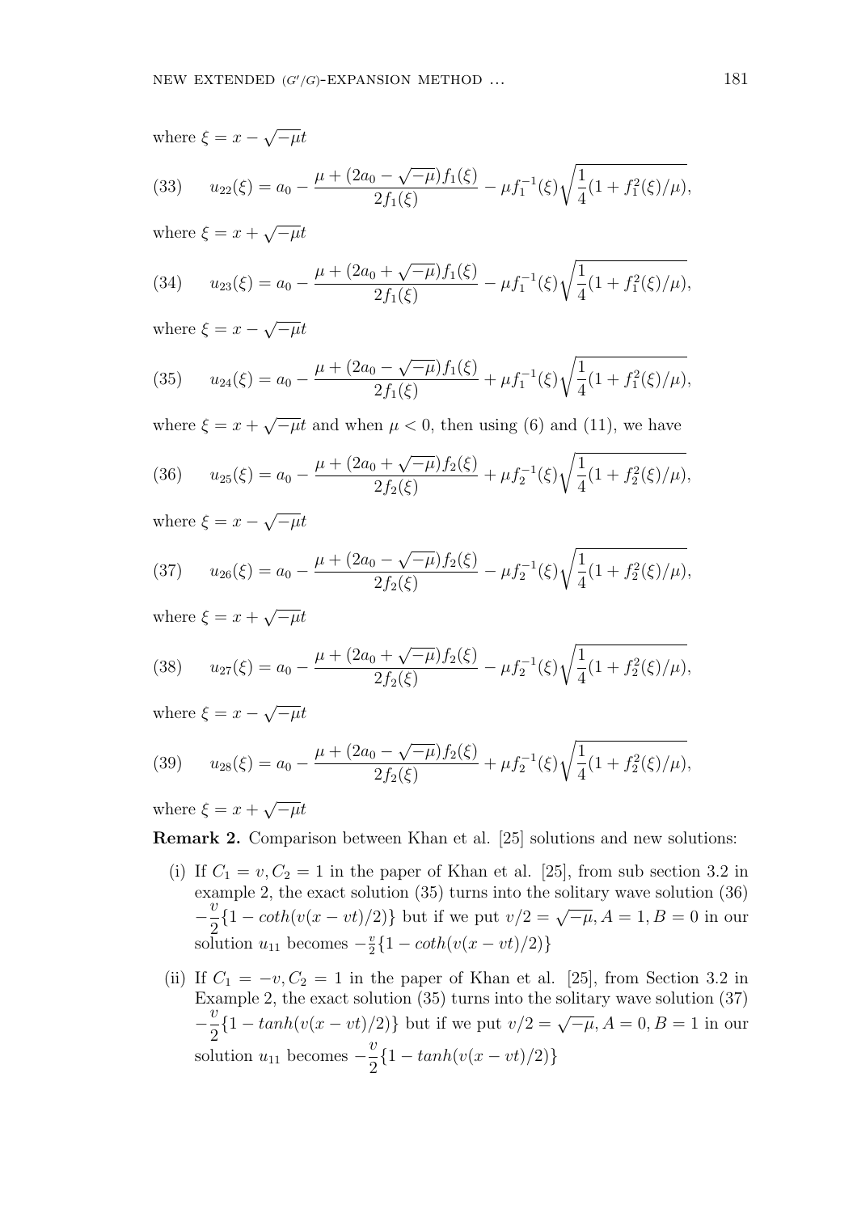where $\xi = x - \sqrt{-\mu}t$

$$u_{22}(\xi) = a_0 - \frac{\mu + (2a_0 - \sqrt{-\mu})f_1(\xi)}{2f_1(\xi)} - \mu f_1^{-1}(\xi)\sqrt{\frac{1}{4}(1 + f_1^2(\xi)/\mu)}, \tag{33}$$

where $\xi = x + \sqrt{-\mu}t$

$$u_{23}(\xi) = a_0 - \frac{\mu + (2a_0 + \sqrt{-\mu})f_1(\xi)}{2f_1(\xi)} - \mu f_1^{-1}(\xi)\sqrt{\frac{1}{4}(1 + f_1^2(\xi)/\mu)}, \tag{34}$$

where $\xi = x - \sqrt{-\mu}t$

$$u_{24}(\xi) = a_0 - \frac{\mu + (2a_0 - \sqrt{-\mu})f_1(\xi)}{2f_1(\xi)} + \mu f_1^{-1}(\xi)\sqrt{\frac{1}{4}(1 + f_1^2(\xi)/\mu)}, \tag{35}$$

where $\xi = x + \sqrt{-\mu}t$ and when $\mu < 0$, then using (6) and (11), we have

$$u_{25}(\xi) = a_0 - \frac{\mu + (2a_0 + \sqrt{-\mu})f_2(\xi)}{2f_2(\xi)} + \mu f_2^{-1}(\xi)\sqrt{\frac{1}{4}(1 + f_2^2(\xi)/\mu)}, \tag{36}$$

where $\xi = x - \sqrt{-\mu}t$

$$u_{26}(\xi) = a_0 - \frac{\mu + (2a_0 - \sqrt{-\mu})f_2(\xi)}{2f_2(\xi)} - \mu f_2^{-1}(\xi)\sqrt{\frac{1}{4}(1 + f_2^2(\xi)/\mu)}, \tag{37}$$

where $\xi = x + \sqrt{-\mu}t$

$$u_{27}(\xi) = a_0 - \frac{\mu + (2a_0 + \sqrt{-\mu})f_2(\xi)}{2f_2(\xi)} - \mu f_2^{-1}(\xi)\sqrt{\frac{1}{4}(1 + f_2^2(\xi)/\mu)}, \tag{38}$$

where $\xi = x - \sqrt{-\mu}t$

$$u_{28}(\xi) = a_0 - \frac{\mu + (2a_0 - \sqrt{-\mu})f_2(\xi)}{2f_2(\xi)} + \mu f_2^{-1}(\xi)\sqrt{\frac{1}{4}(1 + f_2^2(\xi)/\mu)}, \tag{39}$$

where $\xi = x + \sqrt{-\mu}t$

**Remark 2.** Comparison between Khan et al. [25] solutions and new solutions:

(i) If $C_1 = v, C_2 = 1$ in the paper of Khan et al. [25], from sub section 3.2 in example 2, the exact solution (35) turns into the solitary wave solution (36) $-\frac{v}{2}\{1 - coth(v(x - vt)/2)\}$ but if we put $v/2 = \sqrt{-\mu}, A = 1, B = 0$ in our solution $u_{11}$ becomes $-\frac{v}{2}\{1 - coth(v(x - vt)/2)\}$

(ii) If $C_1 = -v, C_2 = 1$ in the paper of Khan et al. [25], from Section 3.2 in Example 2, the exact solution (35) turns into the solitary wave solution (37) $-\frac{v}{2}\{1 - tanh(v(x - vt)/2)\}$ but if we put $v/2 = \sqrt{-\mu}, A = 0, B = 1$ in our solution $u_{11}$ becomes $-\frac{v}{2}\{1 - tanh(v(x - vt)/2)\}$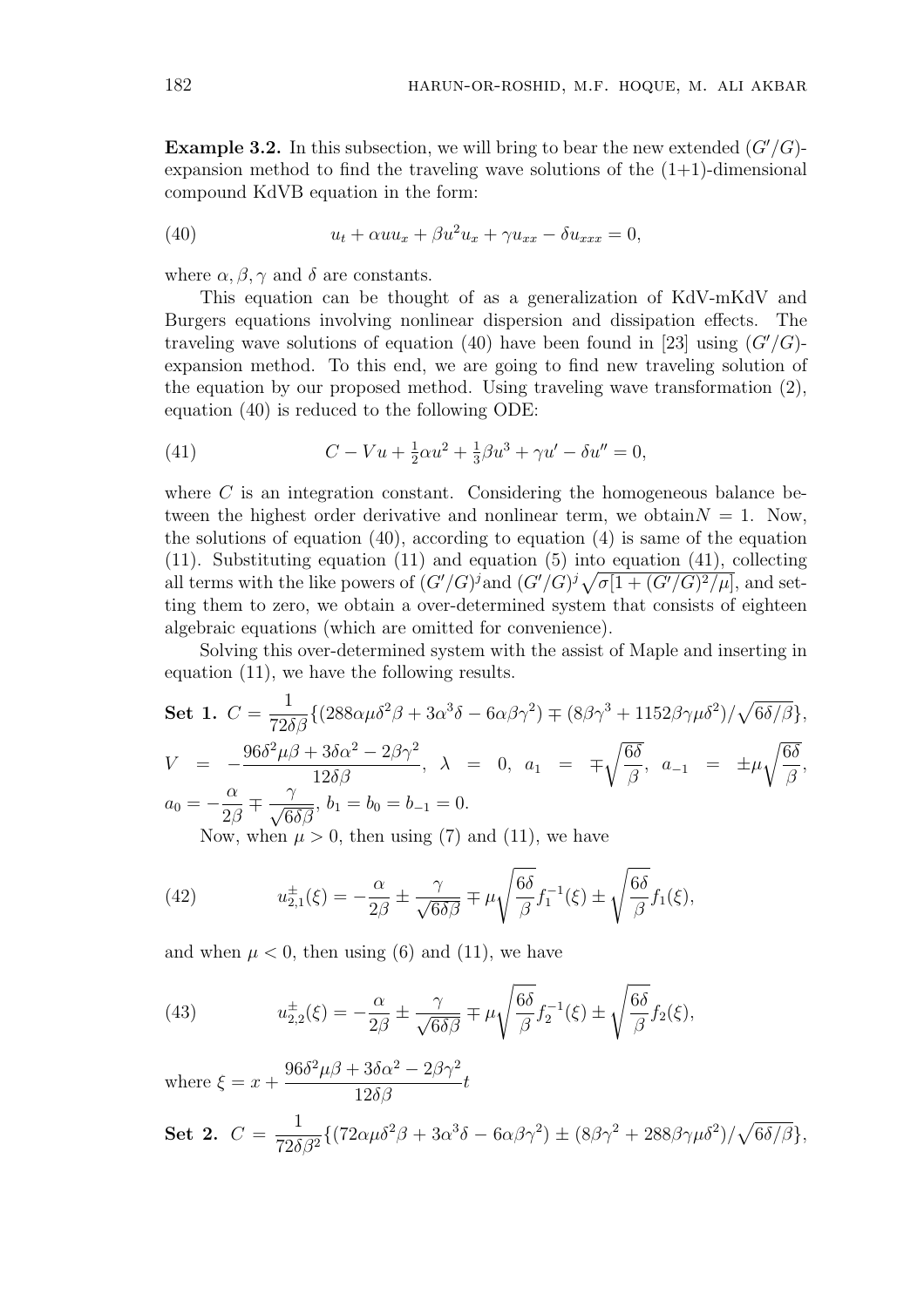**Example 3.2.** In this subsection, we will bring to bear the new extended $(G'/G)$-expansion method to find the traveling wave solutions of the (1+1)-dimensional compound KdVB equation in the form:

$$u_t + \alpha u u_x + \beta u^2 u_x + \gamma u_{xx} - \delta u_{xxx} = 0, \tag{40}$$

where $\alpha, \beta, \gamma$ and $\delta$ are constants.

This equation can be thought of as a generalization of KdV-mKdV and Burgers equations involving nonlinear dispersion and dissipation effects. The traveling wave solutions of equation (40) have been found in [23] using $(G'/G)$-expansion method. To this end, we are going to find new traveling solution of the equation by our proposed method. Using traveling wave transformation (2), equation (40) is reduced to the following ODE:

$$C - Vu + \tfrac{1}{2}\alpha u^2 + \tfrac{1}{3}\beta u^3 + \gamma u' - \delta u'' = 0, \tag{41}$$

where $C$ is an integration constant. Considering the homogeneous balance between the highest order derivative and nonlinear term, we obtain$N = 1$. Now, the solutions of equation (40), according to equation (4) is same of the equation (11). Substituting equation (11) and equation (5) into equation (41), collecting all terms with the like powers of $(G'/G)^j$and $(G'/G)^j\sqrt{\sigma[1 + (G'/G)^2/\mu]}$, and setting them to zero, we obtain a over-determined system that consists of eighteen algebraic equations (which are omitted for convenience).

Solving this over-determined system with the assist of Maple and inserting in equation (11), we have the following results.

**Set 1.** $C = \dfrac{1}{72\delta\beta}\{(288\alpha\mu\delta^2\beta + 3\alpha^3\delta - 6\alpha\beta\gamma^2) \mp (8\beta\gamma^3 + 1152\beta\gamma\mu\delta^2)/\sqrt{6\delta/\beta}\}$, $V = -\dfrac{96\delta^2\mu\beta + 3\delta\alpha^2 - 2\beta\gamma^2}{12\delta\beta}$, $\lambda = 0$, $a_1 = \mp\sqrt{\dfrac{6\delta}{\beta}}$, $a_{-1} = \pm\mu\sqrt{\dfrac{6\delta}{\beta}}$, $a_0 = -\dfrac{\alpha}{2\beta} \mp \dfrac{\gamma}{\sqrt{6\delta\beta}}$, $b_1 = b_0 = b_{-1} = 0$.

Now, when $\mu > 0$, then using (7) and (11), we have

$$u_{2,1}^{\pm}(\xi) = -\frac{\alpha}{2\beta} \pm \frac{\gamma}{\sqrt{6\delta\beta}} \mp \mu\sqrt{\frac{6\delta}{\beta}}f_1^{-1}(\xi) \pm \sqrt{\frac{6\delta}{\beta}}f_1(\xi), \tag{42}$$

and when $\mu < 0$, then using (6) and (11), we have

$$u_{2,2}^{\pm}(\xi) = -\frac{\alpha}{2\beta} \pm \frac{\gamma}{\sqrt{6\delta\beta}} \mp \mu\sqrt{\frac{6\delta}{\beta}}f_2^{-1}(\xi) \pm \sqrt{\frac{6\delta}{\beta}}f_2(\xi), \tag{43}$$

where $\xi = x + \dfrac{96\delta^2\mu\beta + 3\delta\alpha^2 - 2\beta\gamma^2}{12\delta\beta}t$

**Set 2.** $C = \dfrac{1}{72\delta\beta^2}\{(72\alpha\mu\delta^2\beta + 3\alpha^3\delta - 6\alpha\beta\gamma^2) \pm (8\beta\gamma^2 + 288\beta\gamma\mu\delta^2)/\sqrt{6\delta/\beta}\}$,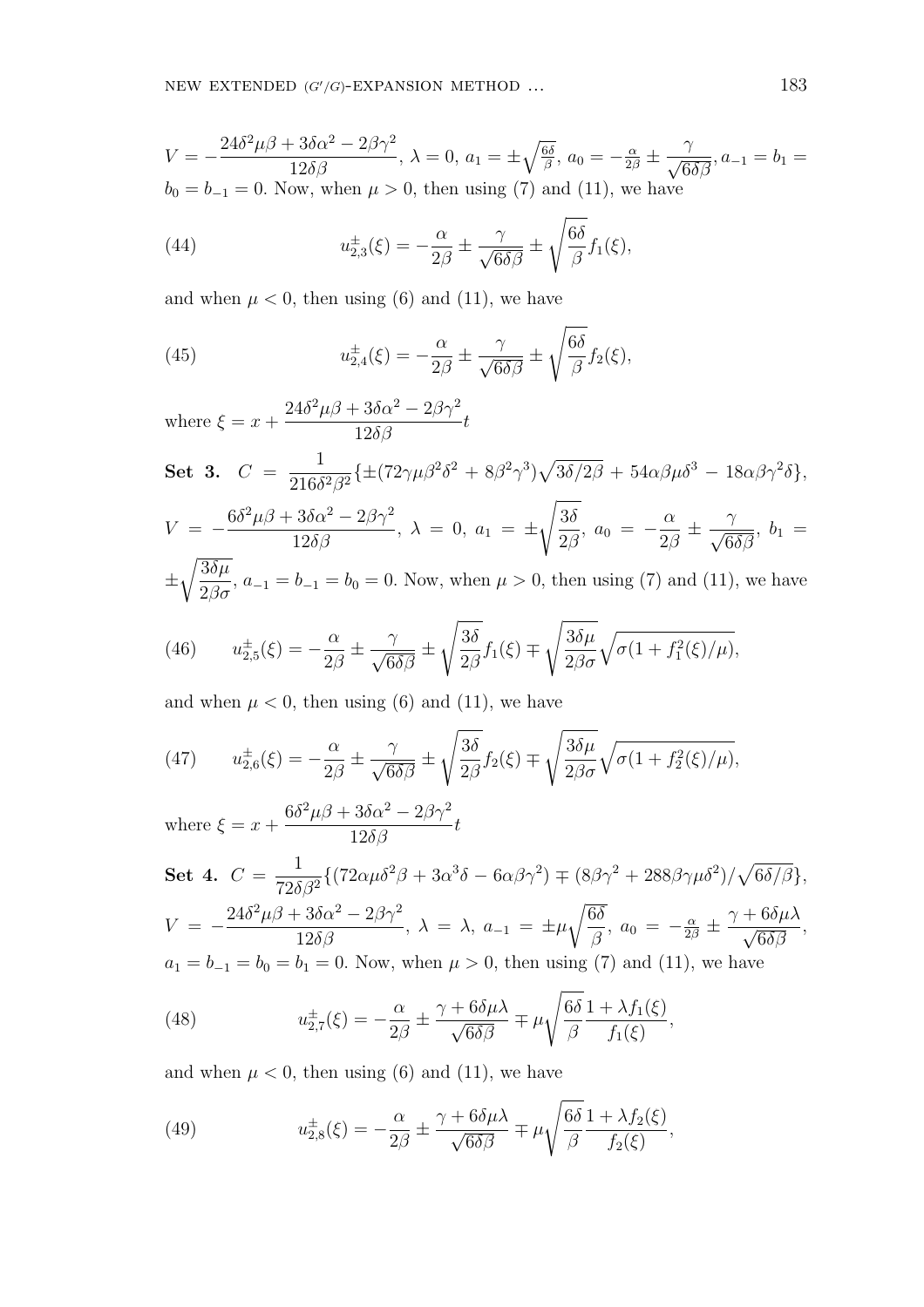$V = -\dfrac{24\delta^2\mu\beta + 3\delta\alpha^2 - 2\beta\gamma^2}{12\delta\beta}$, $\lambda = 0$, $a_1 = \pm\sqrt{\frac{6\delta}{\beta}}$, $a_0 = -\frac{\alpha}{2\beta} \pm \dfrac{\gamma}{\sqrt{6\delta\beta}}$, $a_{-1} = b_1 = b_0 = b_{-1} = 0$. Now, when $\mu > 0$, then using (7) and (11), we have

$$u^{\pm}_{2,3}(\xi) = -\frac{\alpha}{2\beta} \pm \frac{\gamma}{\sqrt{6\delta\beta}} \pm \sqrt{\frac{6\delta}{\beta}} f_1(\xi), \tag{44}$$

and when $\mu < 0$, then using (6) and (11), we have

$$u^{\pm}_{2,4}(\xi) = -\frac{\alpha}{2\beta} \pm \frac{\gamma}{\sqrt{6\delta\beta}} \pm \sqrt{\frac{6\delta}{\beta}} f_2(\xi), \tag{45}$$

where $\xi = x + \dfrac{24\delta^2\mu\beta + 3\delta\alpha^2 - 2\beta\gamma^2}{12\delta\beta}t$

**Set 3.** $C = \dfrac{1}{216\delta^2\beta^2}\{\pm(72\gamma\mu\beta^2\delta^2 + 8\beta^2\gamma^3)\sqrt{3\delta/2\beta} + 54\alpha\beta\mu\delta^3 - 18\alpha\beta\gamma^2\delta\}$, $V = -\dfrac{6\delta^2\mu\beta + 3\delta\alpha^2 - 2\beta\gamma^2}{12\delta\beta}$, $\lambda = 0$, $a_1 = \pm\sqrt{\dfrac{3\delta}{2\beta}}$, $a_0 = -\dfrac{\alpha}{2\beta} \pm \dfrac{\gamma}{\sqrt{6\delta\beta}}$, $b_1 = \pm\sqrt{\dfrac{3\delta\mu}{2\beta\sigma}}$, $a_{-1} = b_{-1} = b_0 = 0$. Now, when $\mu > 0$, then using (7) and (11), we have

$$u^{\pm}_{2,5}(\xi) = -\frac{\alpha}{2\beta} \pm \frac{\gamma}{\sqrt{6\delta\beta}} \pm \sqrt{\frac{3\delta}{2\beta}} f_1(\xi) \mp \sqrt{\frac{3\delta\mu}{2\beta\sigma}}\sqrt{\sigma(1 + f_1^2(\xi)/\mu)}, \tag{46}$$

and when $\mu < 0$, then using (6) and (11), we have

$$u^{\pm}_{2,6}(\xi) = -\frac{\alpha}{2\beta} \pm \frac{\gamma}{\sqrt{6\delta\beta}} \pm \sqrt{\frac{3\delta}{2\beta}} f_2(\xi) \mp \sqrt{\frac{3\delta\mu}{2\beta\sigma}}\sqrt{\sigma(1 + f_2^2(\xi)/\mu)}, \tag{47}$$

where $\xi = x + \dfrac{6\delta^2\mu\beta + 3\delta\alpha^2 - 2\beta\gamma^2}{12\delta\beta}t$

**Set 4.** $C = \dfrac{1}{72\delta\beta^2}\{(72\alpha\mu\delta^2\beta + 3\alpha^3\delta - 6\alpha\beta\gamma^2) \mp (8\beta\gamma^2 + 288\beta\gamma\mu\delta^2)/\sqrt{6\delta/\beta}\}$, $V = -\dfrac{24\delta^2\mu\beta + 3\delta\alpha^2 - 2\beta\gamma^2}{12\delta\beta}$, $\lambda = \lambda$, $a_{-1} = \pm\mu\sqrt{\dfrac{6\delta}{\beta}}$, $a_0 = -\frac{\alpha}{2\beta} \pm \dfrac{\gamma + 6\delta\mu\lambda}{\sqrt{6\delta\beta}}$, $a_1 = b_{-1} = b_0 = b_1 = 0$. Now, when $\mu > 0$, then using (7) and (11), we have

$$u^{\pm}_{2,7}(\xi) = -\frac{\alpha}{2\beta} \pm \frac{\gamma + 6\delta\mu\lambda}{\sqrt{6\delta\beta}} \mp \mu\sqrt{\frac{6\delta}{\beta}}\frac{1 + \lambda f_1(\xi)}{f_1(\xi)}, \tag{48}$$

and when $\mu < 0$, then using (6) and (11), we have

$$u^{\pm}_{2,8}(\xi) = -\frac{\alpha}{2\beta} \pm \frac{\gamma + 6\delta\mu\lambda}{\sqrt{6\delta\beta}} \mp \mu\sqrt{\frac{6\delta}{\beta}}\frac{1 + \lambda f_2(\xi)}{f_2(\xi)}, \tag{49}$$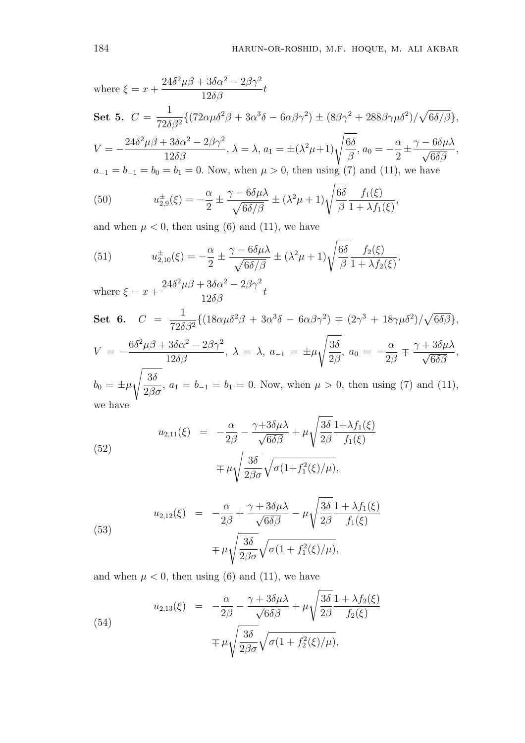where $\xi = x + \dfrac{24\delta^2\mu\beta + 3\delta\alpha^2 - 2\beta\gamma^2}{12\delta\beta}t$

**Set 5.** $C = \dfrac{1}{72\delta\beta^2}\{(72\alpha\mu\delta^2\beta + 3\alpha^3\delta - 6\alpha\beta\gamma^2) \pm (8\beta\gamma^2 + 288\beta\gamma\mu\delta^2)/\sqrt{6\delta/\beta}\}$, $V = -\dfrac{24\delta^2\mu\beta + 3\delta\alpha^2 - 2\beta\gamma^2}{12\delta\beta}$, $\lambda = \lambda$, $a_1 = \pm(\lambda^2\mu+1)\sqrt{\dfrac{6\delta}{\beta}}$, $a_0 = -\dfrac{\alpha}{2} \pm \dfrac{\gamma - 6\delta\mu\lambda}{\sqrt{6\delta\beta}}$, $a_{-1} = b_{-1} = b_0 = b_1 = 0$. Now, when $\mu > 0$, then using (7) and (11), we have

$$u^{\pm}_{2,9}(\xi) = -\frac{\alpha}{2} \pm \frac{\gamma - 6\delta\mu\lambda}{\sqrt{6\delta/\beta}} \pm (\lambda^2\mu + 1)\sqrt{\frac{6\delta}{\beta}}\frac{f_1(\xi)}{1 + \lambda f_1(\xi)}, \tag{50}$$

and when $\mu < 0$, then using (6) and (11), we have

$$u^{\pm}_{2,10}(\xi) = -\frac{\alpha}{2} \pm \frac{\gamma - 6\delta\mu\lambda}{\sqrt{6\delta/\beta}} \pm (\lambda^2\mu + 1)\sqrt{\frac{6\delta}{\beta}}\frac{f_2(\xi)}{1 + \lambda f_2(\xi)}, \tag{51}$$

where $\xi = x + \dfrac{24\delta^2\mu\beta + 3\delta\alpha^2 - 2\beta\gamma^2}{12\delta\beta}t$

**Set 6.** $C = \dfrac{1}{72\delta\beta^2}\{(18\alpha\mu\delta^2\beta + 3\alpha^3\delta - 6\alpha\beta\gamma^2) \mp (2\gamma^3 + 18\gamma\mu\delta^2)/\sqrt{6\delta\beta}\}$, $V = -\dfrac{6\delta^2\mu\beta + 3\delta\alpha^2 - 2\beta\gamma^2}{12\delta\beta}$, $\lambda = \lambda$, $a_{-1} = \pm\mu\sqrt{\dfrac{3\delta}{2\beta}}$, $a_0 = -\dfrac{\alpha}{2\beta} \mp \dfrac{\gamma + 3\delta\mu\lambda}{\sqrt{6\delta\beta}}$, $b_0 = \pm\mu\sqrt{\dfrac{3\delta}{2\beta\sigma}}$, $a_1 = b_{-1} = b_1 = 0$. Now, when $\mu > 0$, then using (7) and (11), we have

$$\begin{aligned} u_{2,11}(\xi) &= -\frac{\alpha}{2\beta} - \frac{\gamma+3\delta\mu\lambda}{\sqrt{6\delta\beta}} + \mu\sqrt{\frac{3\delta}{2\beta}}\frac{1+\lambda f_1(\xi)}{f_1(\xi)} \\ &\quad \mp \mu\sqrt{\frac{3\delta}{2\beta\sigma}}\sqrt{\sigma(1+f_1^2(\xi)/\mu)}, \end{aligned} \tag{52}$$

$$\begin{aligned} u_{2,12}(\xi) &= -\frac{\alpha}{2\beta} + \frac{\gamma+3\delta\mu\lambda}{\sqrt{6\delta\beta}} - \mu\sqrt{\frac{3\delta}{2\beta}}\frac{1+\lambda f_1(\xi)}{f_1(\xi)} \\ &\quad \mp \mu\sqrt{\frac{3\delta}{2\beta\sigma}}\sqrt{\sigma(1+f_1^2(\xi)/\mu)}, \end{aligned} \tag{53}$$

and when $\mu < 0$, then using (6) and (11), we have

$$\begin{aligned} u_{2,13}(\xi) &= -\frac{\alpha}{2\beta} - \frac{\gamma+3\delta\mu\lambda}{\sqrt{6\delta\beta}} + \mu\sqrt{\frac{3\delta}{2\beta}}\frac{1+\lambda f_2(\xi)}{f_2(\xi)} \\ &\quad \mp \mu\sqrt{\frac{3\delta}{2\beta\sigma}}\sqrt{\sigma(1+f_2^2(\xi)/\mu)}, \end{aligned} \tag{54}$$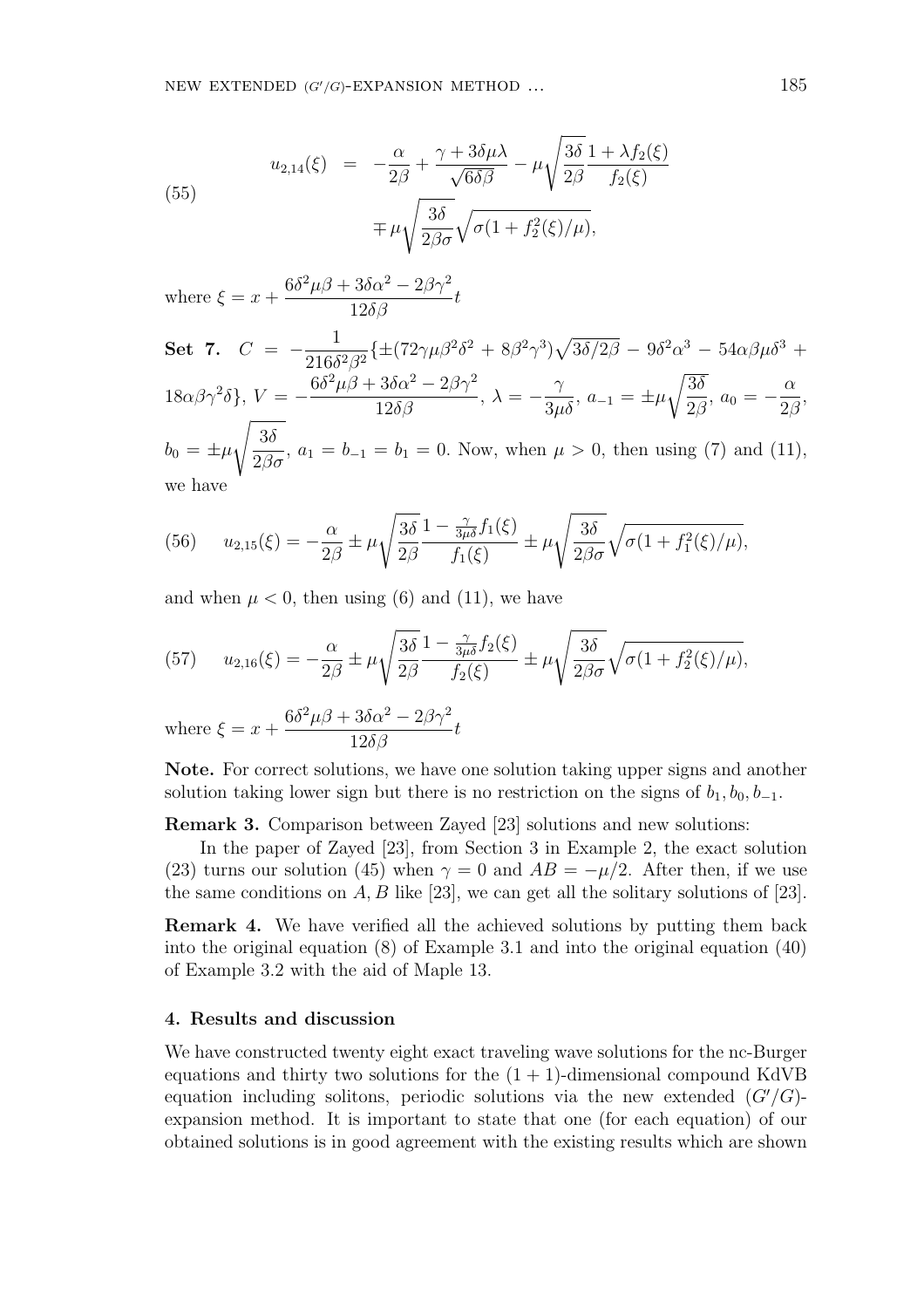$$
(55) \qquad \begin{aligned} u_{2,14}(\xi) &= -\frac{\alpha}{2\beta} + \frac{\gamma + 3\delta\mu\lambda}{\sqrt{6\delta\beta}} - \mu\sqrt{\frac{3\delta}{2\beta}}\frac{1+\lambda f_2(\xi)}{f_2(\xi)} \\ &\mp \mu\sqrt{\frac{3\delta}{2\beta\sigma}}\sqrt{\sigma(1+f_2^2(\xi)/\mu)}, \end{aligned}
$$

where $\xi = x + \dfrac{6\delta^2\mu\beta + 3\delta\alpha^2 - 2\beta\gamma^2}{12\delta\beta}t$

**Set 7.** $C = -\dfrac{1}{216\delta^2\beta^2}\{\pm(72\gamma\mu\beta^2\delta^2 + 8\beta^2\gamma^3)\sqrt{3\delta/2\beta} - 9\delta^2\alpha^3 - 54\alpha\beta\mu\delta^3 + 18\alpha\beta\gamma^2\delta\}$, $V = -\dfrac{6\delta^2\mu\beta + 3\delta\alpha^2 - 2\beta\gamma^2}{12\delta\beta}$, $\lambda = -\dfrac{\gamma}{3\mu\delta}$, $a_{-1} = \pm\mu\sqrt{\dfrac{3\delta}{2\beta}}$, $a_0 = -\dfrac{\alpha}{2\beta}$, $b_0 = \pm\mu\sqrt{\dfrac{3\delta}{2\beta\sigma}}$, $a_1 = b_{-1} = b_1 = 0$. Now, when $\mu > 0$, then using (7) and (11), we have

$$
(56) \qquad u_{2,15}(\xi) = -\frac{\alpha}{2\beta} \pm \mu\sqrt{\frac{3\delta}{2\beta}}\frac{1 - \frac{\gamma}{3\mu\delta}f_1(\xi)}{f_1(\xi)} \pm \mu\sqrt{\frac{3\delta}{2\beta\sigma}}\sqrt{\sigma(1+f_1^2(\xi)/\mu)},
$$

and when $\mu < 0$, then using (6) and (11), we have

$$
(57) \qquad u_{2,16}(\xi) = -\frac{\alpha}{2\beta} \pm \mu\sqrt{\frac{3\delta}{2\beta}}\frac{1 - \frac{\gamma}{3\mu\delta}f_2(\xi)}{f_2(\xi)} \pm \mu\sqrt{\frac{3\delta}{2\beta\sigma}}\sqrt{\sigma(1+f_2^2(\xi)/\mu)},
$$

where $\xi = x + \dfrac{6\delta^2\mu\beta + 3\delta\alpha^2 - 2\beta\gamma^2}{12\delta\beta}t$

**Note.** For correct solutions, we have one solution taking upper signs and another solution taking lower sign but there is no restriction on the signs of $b_1, b_0, b_{-1}$.

**Remark 3.** Comparison between Zayed [23] solutions and new solutions:

In the paper of Zayed [23], from Section 3 in Example 2, the exact solution (23) turns our solution (45) when $\gamma = 0$ and $AB = -\mu/2$. After then, if we use the same conditions on $A, B$ like [23], we can get all the solitary solutions of [23].

**Remark 4.** We have verified all the achieved solutions by putting them back into the original equation (8) of Example 3.1 and into the original equation (40) of Example 3.2 with the aid of Maple 13.

#### 4. Results and discussion

We have constructed twenty eight exact traveling wave solutions for the nc-Burger equations and thirty two solutions for the $(1+1)$-dimensional compound KdVB equation including solitons, periodic solutions via the new extended $(G'/G)$-expansion method. It is important to state that one (for each equation) of our obtained solutions is in good agreement with the existing results which are shown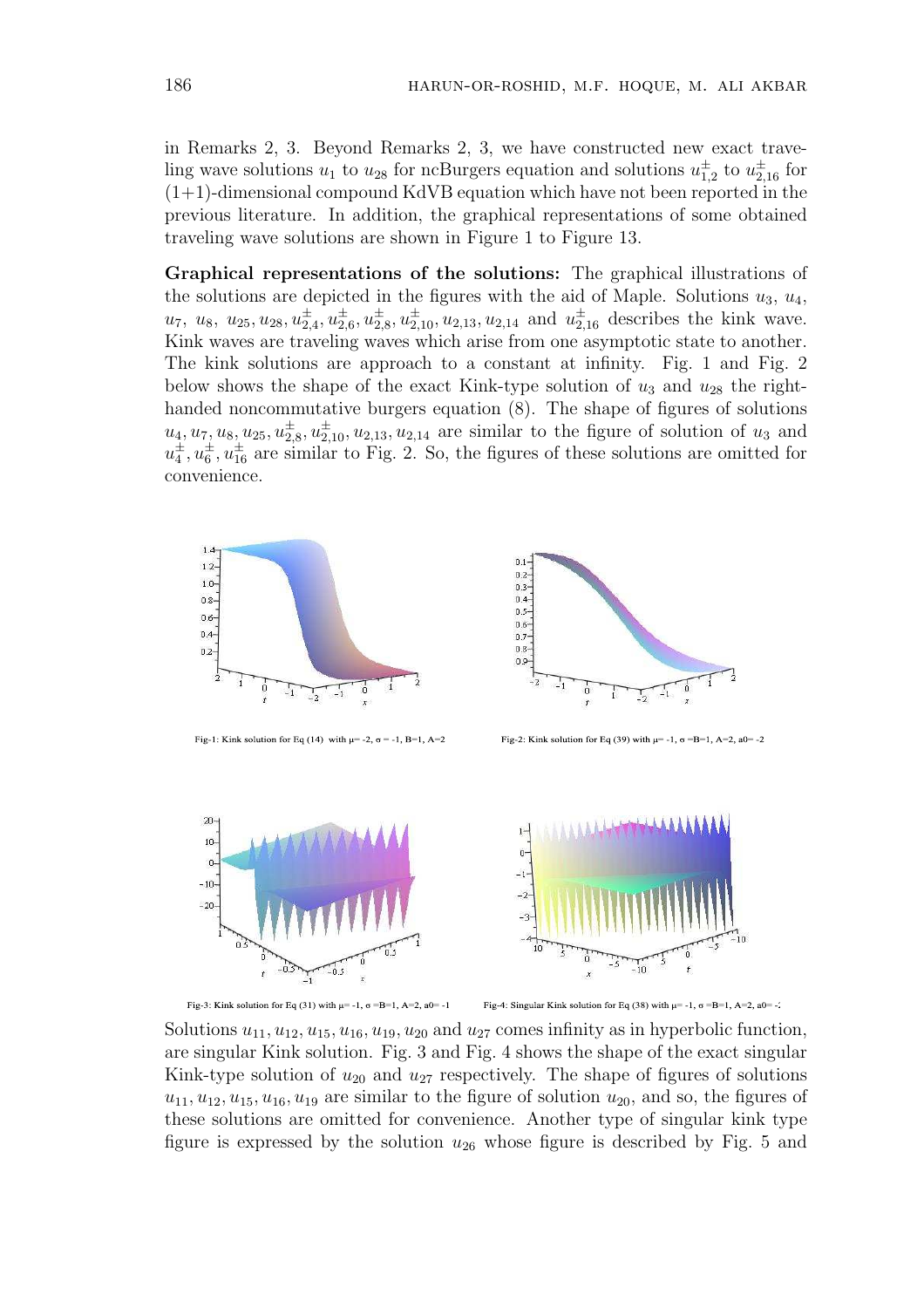in Remarks 2, 3. Beyond Remarks 2, 3, we have constructed new exact traveling wave solutions $u_1$ to $u_{28}$ for ncBurgers equation and solutions $u^{\pm}_{1,2}$ to $u^{\pm}_{2,16}$ for (1+1)-dimensional compound KdVB equation which have not been reported in the previous literature. In addition, the graphical representations of some obtained traveling wave solutions are shown in Figure 1 to Figure 13.

**Graphical representations of the solutions:** The graphical illustrations of the solutions are depicted in the figures with the aid of Maple. Solutions $u_3$, $u_4$, $u_7$, $u_8$, $u_{25}, u_{28}, u^{\pm}_{2,4}, u^{\pm}_{2,6}, u^{\pm}_{2,8}, u^{\pm}_{2,10}, u_{2,13}, u_{2,14}$ and $u^{\pm}_{2,16}$ describes the kink wave. Kink waves are traveling waves which arise from one asymptotic state to another. The kink solutions are approach to a constant at infinity. Fig. 1 and Fig. 2 below shows the shape of the exact Kink-type solution of $u_3$ and $u_{28}$ the right-handed noncommutative burgers equation (8). The shape of figures of solutions $u_4, u_7, u_8, u_{25}, u^{\pm}_{2,8}, u^{\pm}_{2,10}, u_{2,13}, u_{2,14}$ are similar to the figure of solution of $u_3$ and $u^{\pm}_4, u^{\pm}_6, u^{\pm}_{16}$ are similar to Fig. 2. So, the figures of these solutions are omitted for convenience.

Fig-1: Kink solution for Eq (14) with μ= -2, σ = -1, B=1, A=2

Fig-2: Kink solution for Eq (39) with μ= -1, σ =B=1, A=2, a0= -2

Fig-3: Kink solution for Eq (31) with μ= -1, σ =B=1, A=2, a0= -1

Fig-4: Singular Kink solution for Eq (38) with μ= -1, σ =B=1, A=2, a0= -2

Solutions $u_{11}, u_{12}, u_{15}, u_{16}, u_{19}, u_{20}$ and $u_{27}$ comes infinity as in hyperbolic function, are singular Kink solution. Fig. 3 and Fig. 4 shows the shape of the exact singular Kink-type solution of $u_{20}$ and $u_{27}$ respectively. The shape of figures of solutions $u_{11}, u_{12}, u_{15}, u_{16}, u_{19}$ are similar to the figure of solution $u_{20}$, and so, the figures of these solutions are omitted for convenience. Another type of singular kink type figure is expressed by the solution $u_{26}$ whose figure is described by Fig. 5 and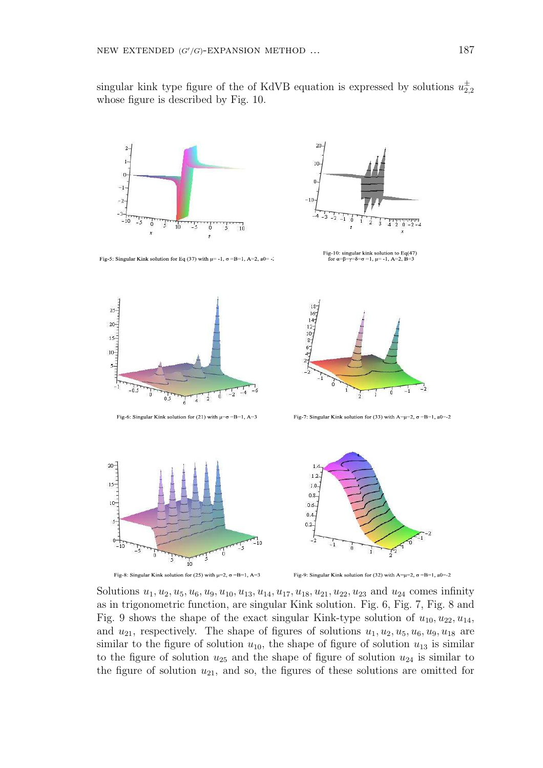singular kink type figure of the of KdVB equation is expressed by solutions $u_{2,2}^{\pm}$ whose figure is described by Fig. 10.

Fig-5: Singular Kink solution for Eq (37) with μ= -1, σ =B=1, A=2, a0= -2

Fig-10: singular kink solution to Eq(47) for α=β=γ=δ=σ =1, μ= -1, A=2, B=3

Fig-6: Singular Kink solution for (21) with μ=σ =B=1, A=3

Fig-7: Singular Kink solution for (33) with A=μ=2, σ =B=1, a0=-2

Fig-8: Singular Kink solution for (25) with μ=2, σ =B=1, A=3

Fig-9: Singular Kink solution for (32) with A=μ=2, σ =B=1, a0=-2

Solutions $u_1, u_2, u_5, u_6, u_9, u_{10}, u_{13}, u_{14}, u_{17}, u_{18}, u_{21}, u_{22}, u_{23}$ and $u_{24}$ comes infinity as in trigonometric function, are singular Kink solution. Fig. 6, Fig. 7, Fig. 8 and Fig. 9 shows the shape of the exact singular Kink-type solution of $u_{10}, u_{22}, u_{14}$, and $u_{21}$, respectively. The shape of figures of solutions $u_1, u_2, u_5, u_6, u_9, u_{18}$ are similar to the figure of solution $u_{10}$, the shape of figure of solution $u_{13}$ is similar to the figure of solution $u_{25}$ and the shape of figure of solution $u_{24}$ is similar to the figure of solution $u_{21}$, and so, the figures of these solutions are omitted for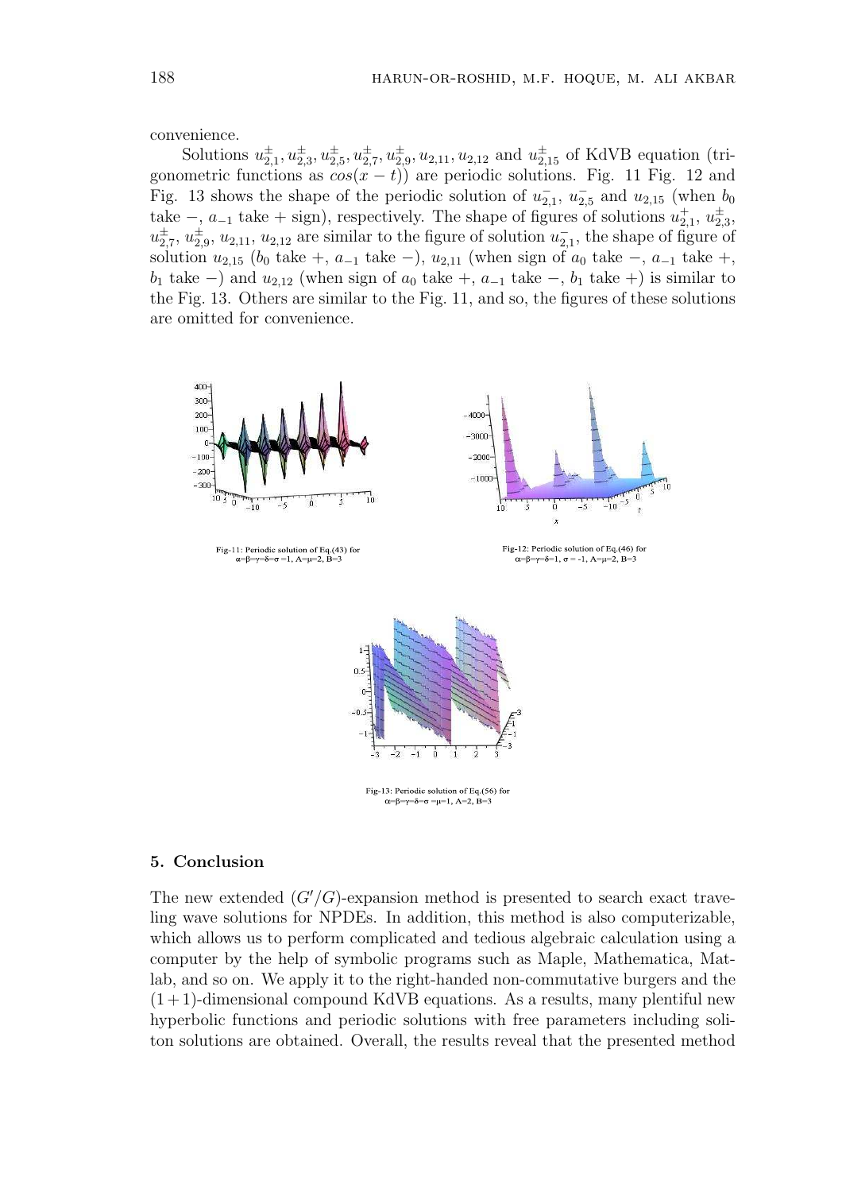convenience.

Solutions $u_{2,1}^{\pm}, u_{2,3}^{\pm}, u_{2,5}^{\pm}, u_{2,7}^{\pm}, u_{2,9}^{\pm}, u_{2,11}, u_{2,12}$ and $u_{2,15}^{\pm}$ of KdVB equation (trigonometric functions as $cos(x-t)$) are periodic solutions. Fig. 11 Fig. 12 and Fig. 13 shows the shape of the periodic solution of $u_{2,1}^{-}$, $u_{2,5}^{-}$ and $u_{2,15}$ (when $b_0$ take $-$, $a_{-1}$ take $+$ sign), respectively. The shape of figures of solutions $u_{2,1}^{+}$, $u_{2,3}^{\pm}$, $u_{2,7}^{\pm}$, $u_{2,9}^{\pm}$, $u_{2,11}$, $u_{2,12}$ are similar to the figure of solution $u_{2,1}^{-}$, the shape of figure of solution $u_{2,15}$ ($b_0$ take $+$, $a_{-1}$ take $-$), $u_{2,11}$ (when sign of $a_0$ take $-$, $a_{-1}$ take $+$, $b_1$ take $-$) and $u_{2,12}$ (when sign of $a_0$ take $+$, $a_{-1}$ take $-$, $b_1$ take $+$) is similar to the Fig. 13. Others are similar to the Fig. 11, and so, the figures of these solutions are omitted for convenience.

Fig-11: Periodic solution of Eq.(43) for $\alpha=\beta=\gamma=\delta=\sigma=1$, $A=\mu=2$, $B=3$

Fig-12: Periodic solution of Eq.(46) for $\alpha=\beta=\gamma=\delta=1$, $\sigma=-1$, $A=\mu=2$, $B=3$

Fig-13: Periodic solution of Eq.(56) for $\alpha=\beta=\gamma=\delta=\sigma=\mu=1$, $A=2$, $B=3$

## 5. Conclusion

The new extended $(G'/G)$-expansion method is presented to search exact traveling wave solutions for NPDEs. In addition, this method is also computerizable, which allows us to perform complicated and tedious algebraic calculation using a computer by the help of symbolic programs such as Maple, Mathematica, Matlab, and so on. We apply it to the right-handed non-commutative burgers and the $(1+1)$-dimensional compound KdVB equations. As a results, many plentiful new hyperbolic functions and periodic solutions with free parameters including soliton solutions are obtained. Overall, the results reveal that the presented method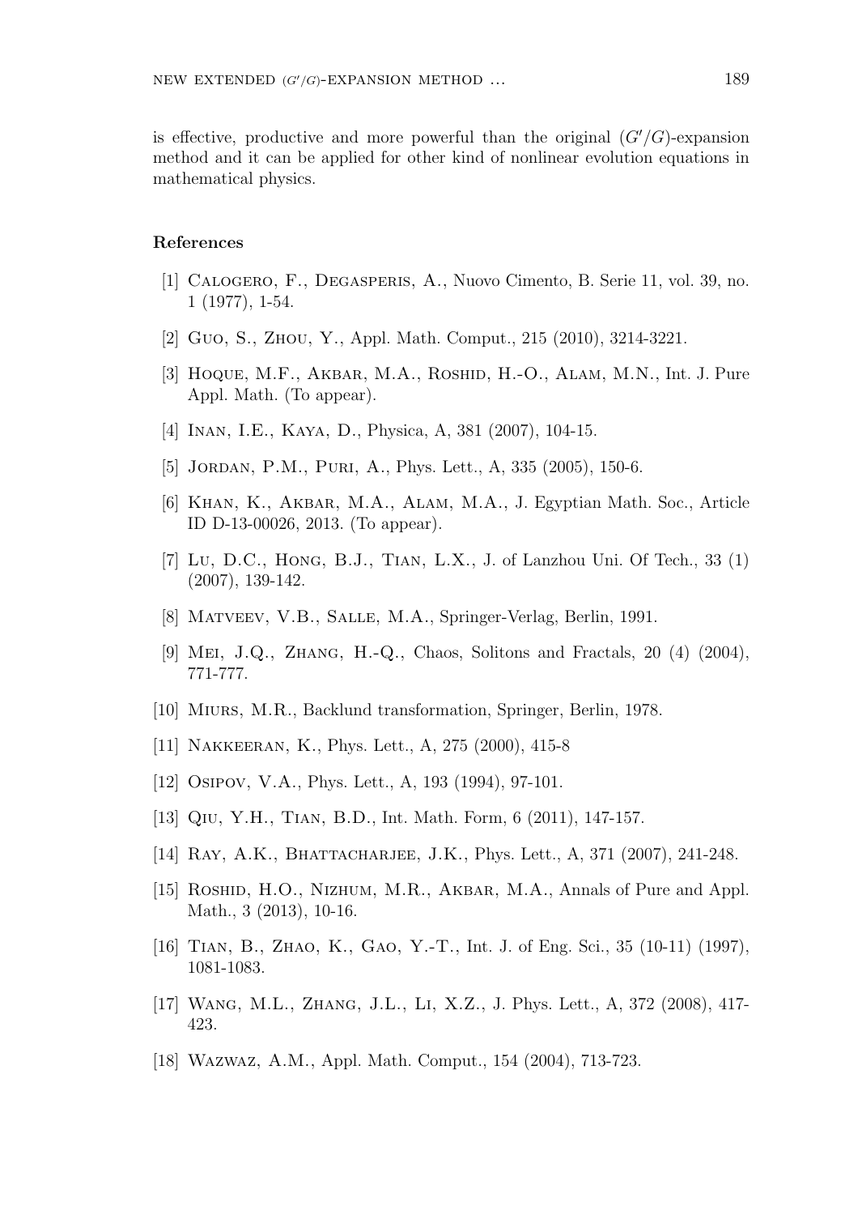is effective, productive and more powerful than the original $(G'/G)$-expansion method and it can be applied for other kind of nonlinear evolution equations in mathematical physics.

## References

[1] Calogero, F., Degasperis, A., Nuovo Cimento, B. Serie 11, vol. 39, no. 1 (1977), 1-54.

[2] Guo, S., Zhou, Y., Appl. Math. Comput., 215 (2010), 3214-3221.

[3] Hoque, M.F., Akbar, M.A., Roshid, H.-O., Alam, M.N., Int. J. Pure Appl. Math. (To appear).

[4] Inan, I.E., Kaya, D., Physica, A, 381 (2007), 104-15.

[5] Jordan, P.M., Puri, A., Phys. Lett., A, 335 (2005), 150-6.

[6] Khan, K., Akbar, M.A., Alam, M.A., J. Egyptian Math. Soc., Article ID D-13-00026, 2013. (To appear).

[7] Lu, D.C., Hong, B.J., Tian, L.X., J. of Lanzhou Uni. Of Tech., 33 (1) (2007), 139-142.

[8] Matveev, V.B., Salle, M.A., Springer-Verlag, Berlin, 1991.

[9] Mei, J.Q., Zhang, H.-Q., Chaos, Solitons and Fractals, 20 (4) (2004), 771-777.

[10] Miurs, M.R., Backlund transformation, Springer, Berlin, 1978.

[11] Nakkeeran, K., Phys. Lett., A, 275 (2000), 415-8

[12] Osipov, V.A., Phys. Lett., A, 193 (1994), 97-101.

[13] Qiu, Y.H., Tian, B.D., Int. Math. Form, 6 (2011), 147-157.

[14] Ray, A.K., Bhattacharjee, J.K., Phys. Lett., A, 371 (2007), 241-248.

[15] Roshid, H.O., Nizhum, M.R., Akbar, M.A., Annals of Pure and Appl. Math., 3 (2013), 10-16.

[16] Tian, B., Zhao, K., Gao, Y.-T., Int. J. of Eng. Sci., 35 (10-11) (1997), 1081-1083.

[17] Wang, M.L., Zhang, J.L., Li, X.Z., J. Phys. Lett., A, 372 (2008), 417-423.

[18] Wazwaz, A.M., Appl. Math. Comput., 154 (2004), 713-723.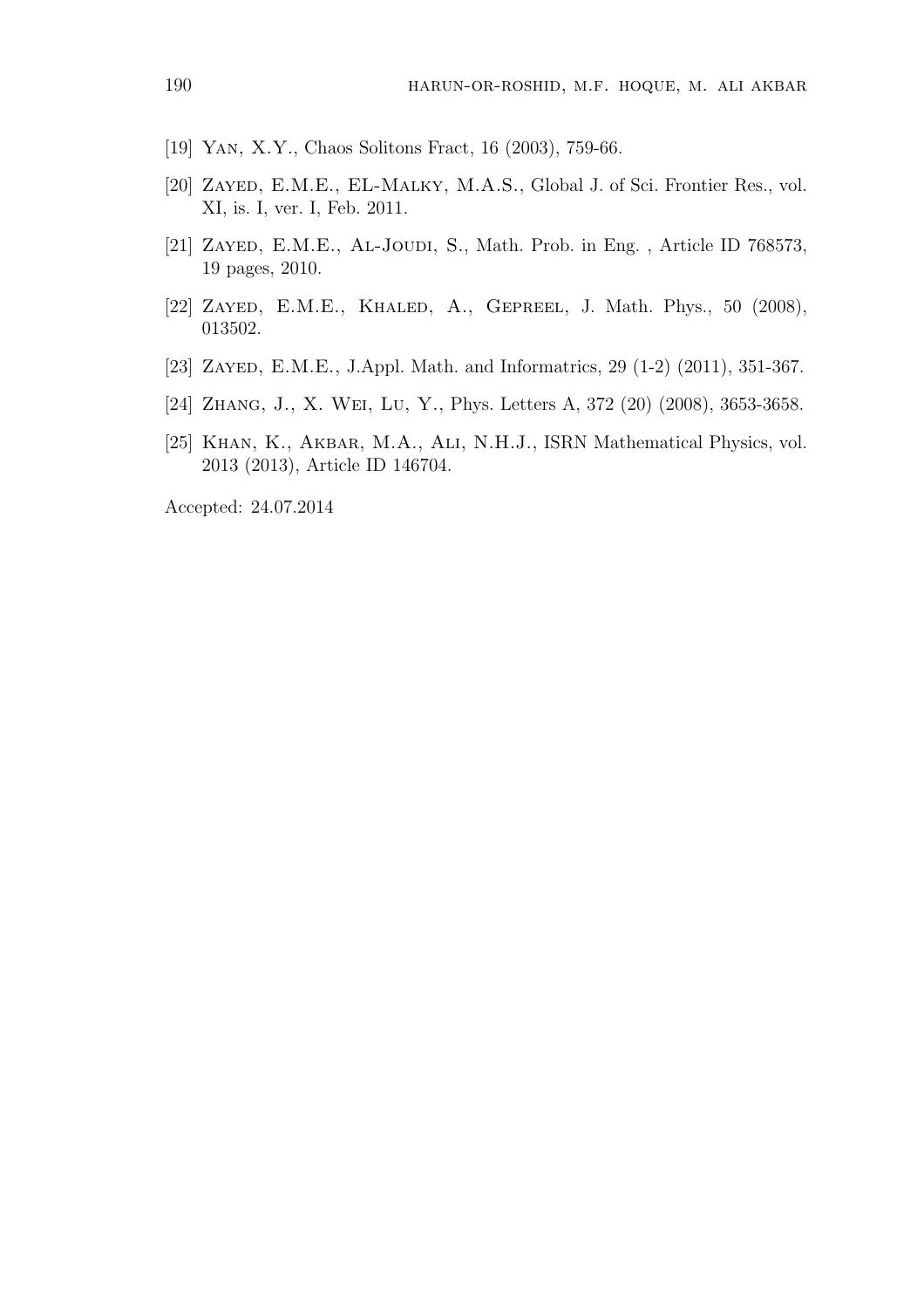[19] Yan, X.Y., Chaos Solitons Fract, 16 (2003), 759-66.

[20] Zayed, E.M.E., EL-Malky, M.A.S., Global J. of Sci. Frontier Res., vol. XI, is. I, ver. I, Feb. 2011.

[21] Zayed, E.M.E., Al-Joudi, S., Math. Prob. in Eng. , Article ID 768573, 19 pages, 2010.

[22] Zayed, E.M.E., Khaled, A., Gepreel, J. Math. Phys., 50 (2008), 013502.

[23] Zayed, E.M.E., J.Appl. Math. and Informatrics, 29 (1-2) (2011), 351-367.

[24] Zhang, J., X. Wei, Lu, Y., Phys. Letters A, 372 (20) (2008), 3653-3658.

[25] Khan, K., Akbar, M.A., Ali, N.H.J., ISRN Mathematical Physics, vol. 2013 (2013), Article ID 146704.

Accepted: 24.07.2014